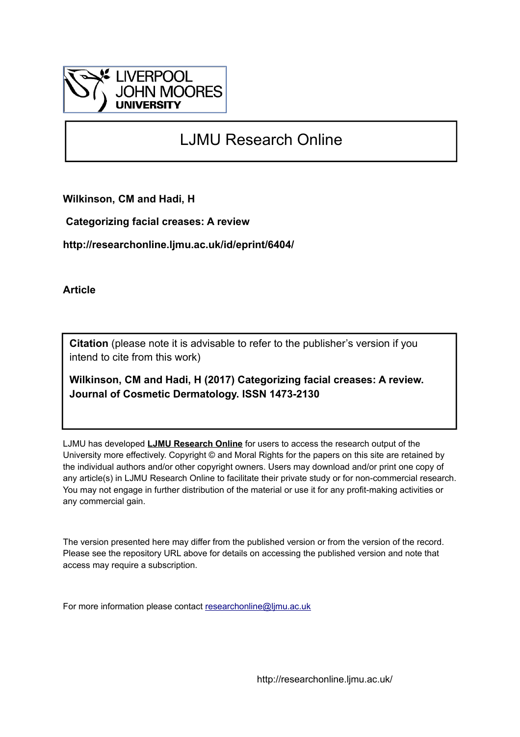LIVERPOOL JOHN MOORES UNIVERSITY

# LJMU Research Online

**Wilkinson, CM and Hadi, H**

**Categorizing facial creases: A review**

**http://researchonline.ljmu.ac.uk/id/eprint/6404/**

**Article**

**Citation** (please note it is advisable to refer to the publisher's version if you intend to cite from this work)

**Wilkinson, CM and Hadi, H (2017) Categorizing facial creases: A review. Journal of Cosmetic Dermatology. ISSN 1473-2130**

LJMU has developed **LJMU Research Online** for users to access the research output of the University more effectively. Copyright © and Moral Rights for the papers on this site are retained by the individual authors and/or other copyright owners. Users may download and/or print one copy of any article(s) in LJMU Research Online to facilitate their private study or for non-commercial research. You may not engage in further distribution of the material or use it for any profit-making activities or any commercial gain.

The version presented here may differ from the published version or from the version of the record. Please see the repository URL above for details on accessing the published version and note that access may require a subscription.

For more information please contact researchonline@ljmu.ac.uk

http://researchonline.ljmu.ac.uk/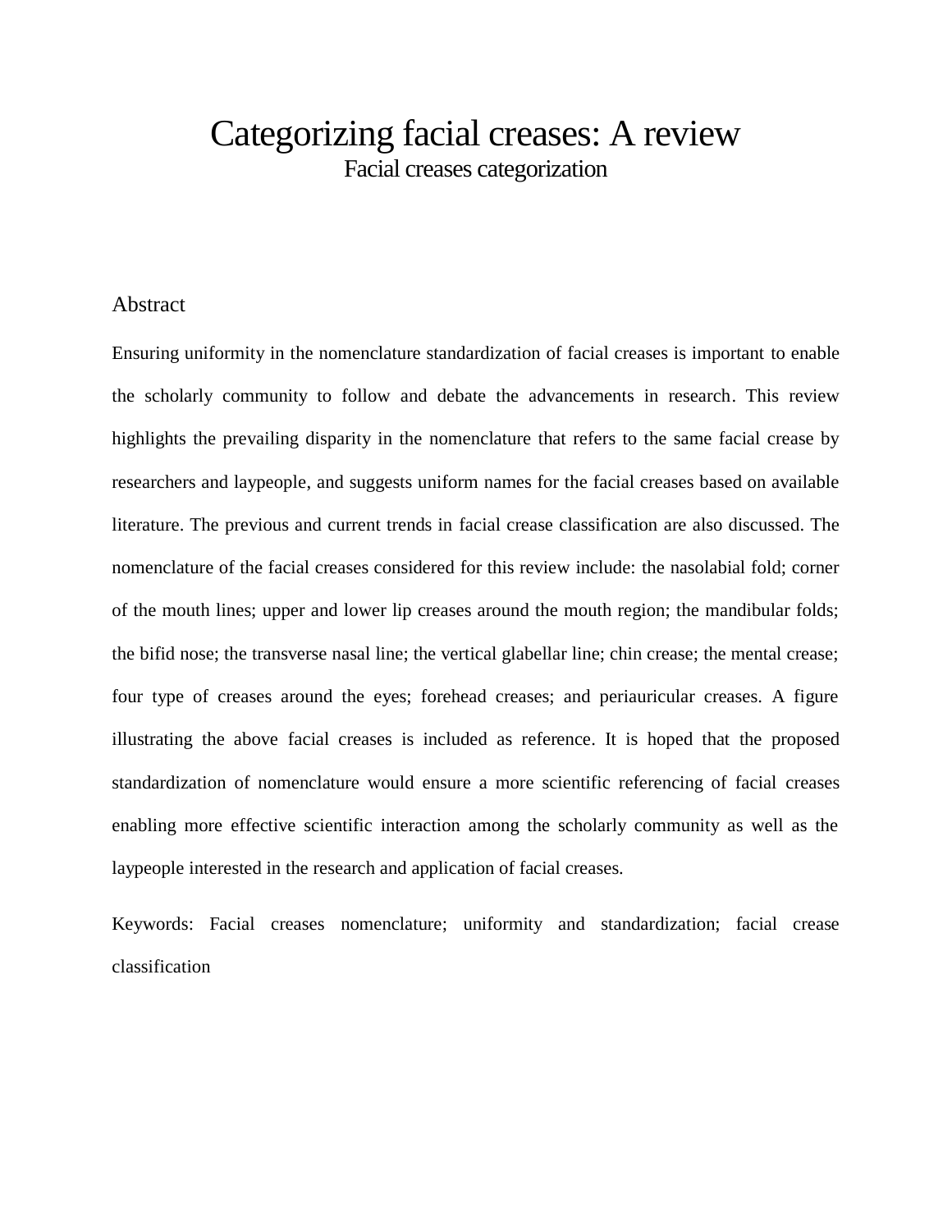# Categorizing facial creases: A review

Facial creases categorization

## Abstract

Ensuring uniformity in the nomenclature standardization of facial creases is important to enable the scholarly community to follow and debate the advancements in research. This review highlights the prevailing disparity in the nomenclature that refers to the same facial crease by researchers and laypeople, and suggests uniform names for the facial creases based on available literature. The previous and current trends in facial crease classification are also discussed. The nomenclature of the facial creases considered for this review include: the nasolabial fold; corner of the mouth lines; upper and lower lip creases around the mouth region; the mandibular folds; the bifid nose; the transverse nasal line; the vertical glabellar line; chin crease; the mental crease; four type of creases around the eyes; forehead creases; and periauricular creases. A figure illustrating the above facial creases is included as reference. It is hoped that the proposed standardization of nomenclature would ensure a more scientific referencing of facial creases enabling more effective scientific interaction among the scholarly community as well as the laypeople interested in the research and application of facial creases.

Keywords: Facial creases nomenclature; uniformity and standardization; facial crease classification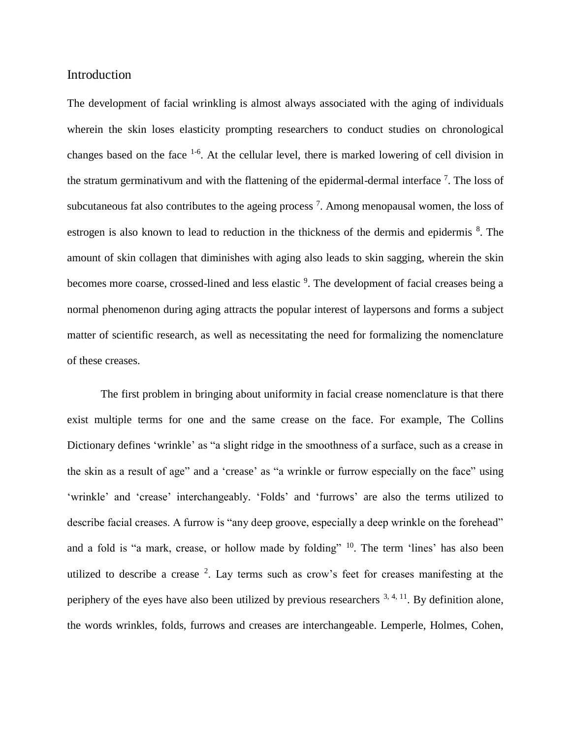## Introduction

The development of facial wrinkling is almost always associated with the aging of individuals wherein the skin loses elasticity prompting researchers to conduct studies on chronological changes based on the face [1-6]. At the cellular level, there is marked lowering of cell division in the stratum germinativum and with the flattening of the epidermal-dermal interface [7]. The loss of subcutaneous fat also contributes to the ageing process [7]. Among menopausal women, the loss of estrogen is also known to lead to reduction in the thickness of the dermis and epidermis [8]. The amount of skin collagen that diminishes with aging also leads to skin sagging, wherein the skin becomes more coarse, crossed-lined and less elastic [9]. The development of facial creases being a normal phenomenon during aging attracts the popular interest of laypersons and forms a subject matter of scientific research, as well as necessitating the need for formalizing the nomenclature of these creases.

The first problem in bringing about uniformity in facial crease nomenclature is that there exist multiple terms for one and the same crease on the face. For example, The Collins Dictionary defines 'wrinkle' as "a slight ridge in the smoothness of a surface, such as a crease in the skin as a result of age" and a 'crease' as "a wrinkle or furrow especially on the face" using 'wrinkle' and 'crease' interchangeably. 'Folds' and 'furrows' are also the terms utilized to describe facial creases. A furrow is "any deep groove, especially a deep wrinkle on the forehead" and a fold is "a mark, crease, or hollow made by folding" [10]. The term 'lines' has also been utilized to describe a crease [2]. Lay terms such as crow's feet for creases manifesting at the periphery of the eyes have also been utilized by previous researchers [3, 4, 11]. By definition alone, the words wrinkles, folds, furrows and creases are interchangeable. Lemperle, Holmes, Cohen,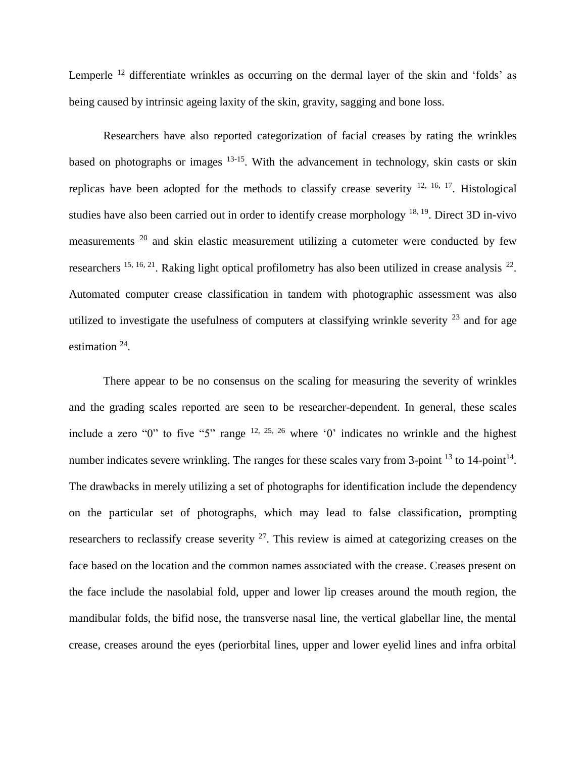Lemperle [12] differentiate wrinkles as occurring on the dermal layer of the skin and 'folds' as being caused by intrinsic ageing laxity of the skin, gravity, sagging and bone loss.

Researchers have also reported categorization of facial creases by rating the wrinkles based on photographs or images [13-15]. With the advancement in technology, skin casts or skin replicas have been adopted for the methods to classify crease severity [12, 16, 17]. Histological studies have also been carried out in order to identify crease morphology [18, 19]. Direct 3D in-vivo measurements [20] and skin elastic measurement utilizing a cutometer were conducted by few researchers [15, 16, 21]. Raking light optical profilometry has also been utilized in crease analysis [22]. Automated computer crease classification in tandem with photographic assessment was also utilized to investigate the usefulness of computers at classifying wrinkle severity [23] and for age estimation [24].

There appear to be no consensus on the scaling for measuring the severity of wrinkles and the grading scales reported are seen to be researcher-dependent. In general, these scales include a zero "0" to five "5" range [12, 25, 26] where '0' indicates no wrinkle and the highest number indicates severe wrinkling. The ranges for these scales vary from 3-point [13] to 14-point[14]. The drawbacks in merely utilizing a set of photographs for identification include the dependency on the particular set of photographs, which may lead to false classification, prompting researchers to reclassify crease severity [27]. This review is aimed at categorizing creases on the face based on the location and the common names associated with the crease. Creases present on the face include the nasolabial fold, upper and lower lip creases around the mouth region, the mandibular folds, the bifid nose, the transverse nasal line, the vertical glabellar line, the mental crease, creases around the eyes (periorbital lines, upper and lower eyelid lines and infra orbital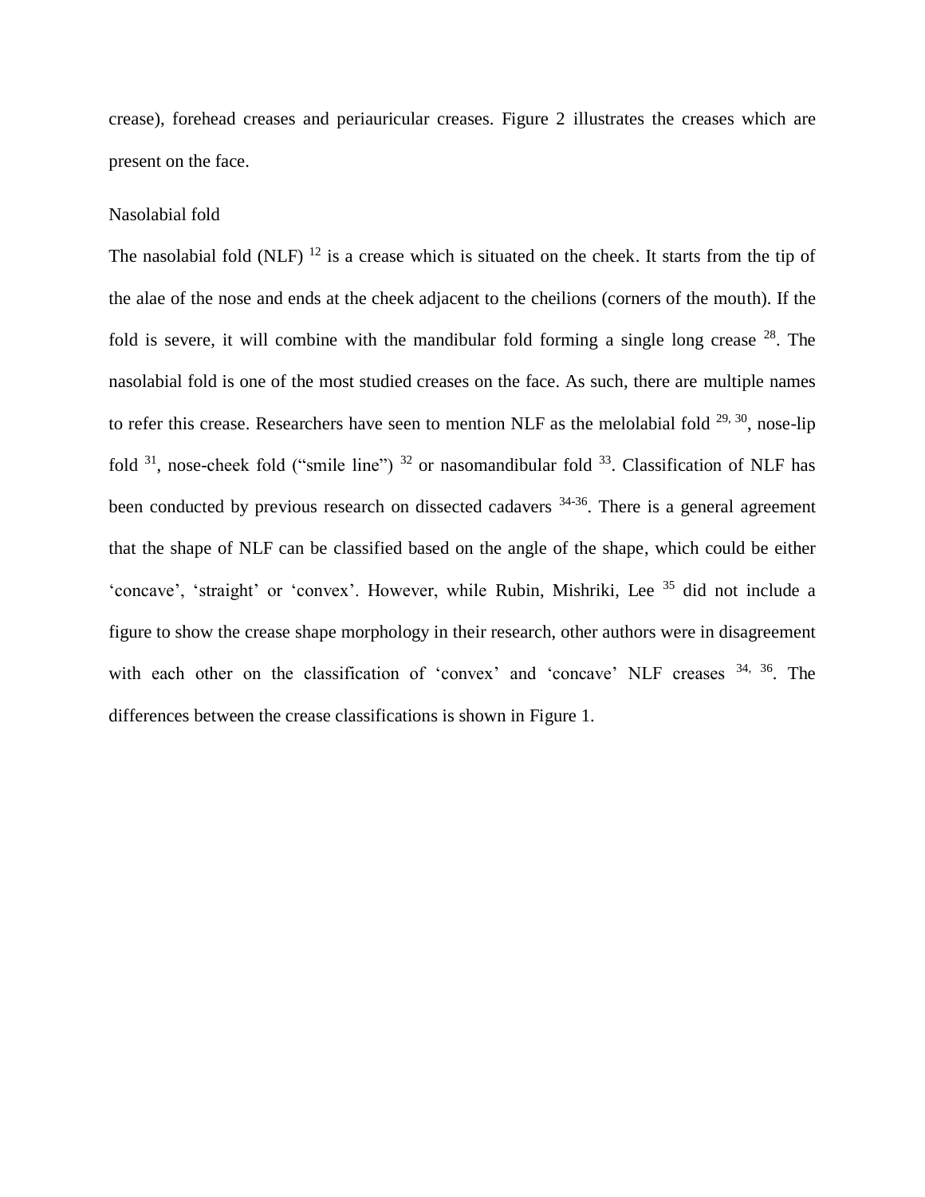crease), forehead creases and periauricular creases. Figure 2 illustrates the creases which are present on the face.

## Nasolabial fold

The nasolabial fold (NLF) [12] is a crease which is situated on the cheek. It starts from the tip of the alae of the nose and ends at the cheek adjacent to the cheilions (corners of the mouth). If the fold is severe, it will combine with the mandibular fold forming a single long crease [28]. The nasolabial fold is one of the most studied creases on the face. As such, there are multiple names to refer this crease. Researchers have seen to mention NLF as the melolabial fold [29, 30], nose-lip fold [31], nose-cheek fold ("smile line") [32] or nasomandibular fold [33]. Classification of NLF has been conducted by previous research on dissected cadavers [34-36]. There is a general agreement that the shape of NLF can be classified based on the angle of the shape, which could be either 'concave', 'straight' or 'convex'. However, while Rubin, Mishriki, Lee [35] did not include a figure to show the crease shape morphology in their research, other authors were in disagreement with each other on the classification of 'convex' and 'concave' NLF creases [34, 36]. The differences between the crease classifications is shown in Figure 1.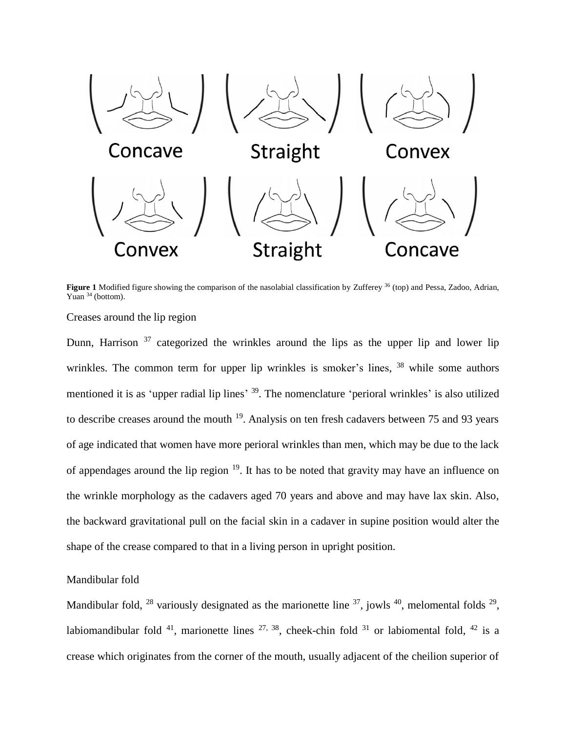Concave Straight Convex

Convex Straight Concave

**Figure 1** Modified figure showing the comparison of the nasolabial classification by Zufferey [36] (top) and Pessa, Zadoo, Adrian, Yuan [34] (bottom).

## Creases around the lip region

Dunn, Harrison [37] categorized the wrinkles around the lips as the upper lip and lower lip wrinkles. The common term for upper lip wrinkles is smoker's lines, [38] while some authors mentioned it is as 'upper radial lip lines' [39]. The nomenclature 'perioral wrinkles' is also utilized to describe creases around the mouth [19]. Analysis on ten fresh cadavers between 75 and 93 years of age indicated that women have more perioral wrinkles than men, which may be due to the lack of appendages around the lip region [19]. It has to be noted that gravity may have an influence on the wrinkle morphology as the cadavers aged 70 years and above and may have lax skin. Also, the backward gravitational pull on the facial skin in a cadaver in supine position would alter the shape of the crease compared to that in a living person in upright position.

## Mandibular fold

Mandibular fold, [28] variously designated as the marionette line [37], jowls [40], melomental folds [29], labiomandibular fold [41], marionette lines [27, 38], cheek-chin fold [31] or labiomental fold, [42] is a crease which originates from the corner of the mouth, usually adjacent of the cheilion superior of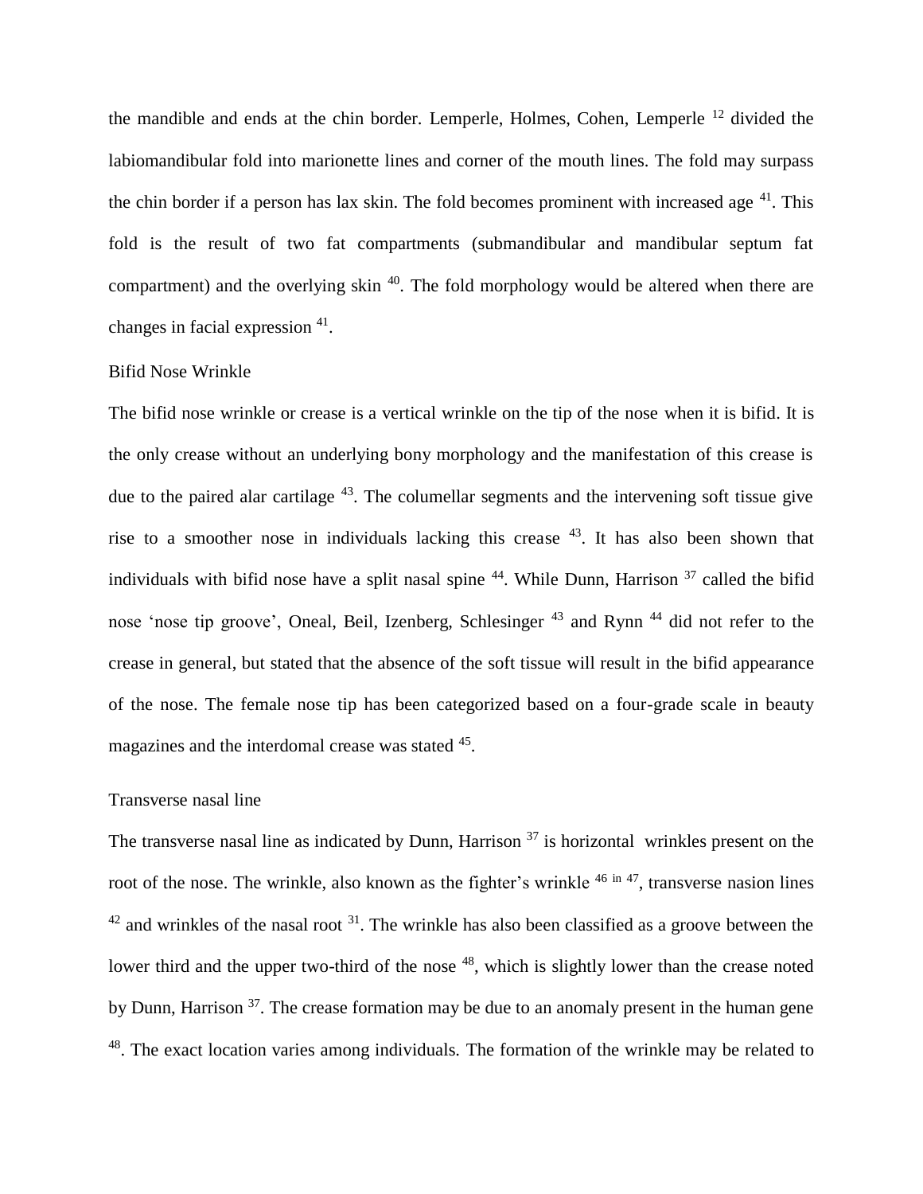the mandible and ends at the chin border. Lemperle, Holmes, Cohen, Lemperle [12] divided the labiomandibular fold into marionette lines and corner of the mouth lines. The fold may surpass the chin border if a person has lax skin. The fold becomes prominent with increased age [41]. This fold is the result of two fat compartments (submandibular and mandibular septum fat compartment) and the overlying skin [40]. The fold morphology would be altered when there are changes in facial expression [41].

## Bifid Nose Wrinkle

The bifid nose wrinkle or crease is a vertical wrinkle on the tip of the nose when it is bifid. It is the only crease without an underlying bony morphology and the manifestation of this crease is due to the paired alar cartilage [43]. The columellar segments and the intervening soft tissue give rise to a smoother nose in individuals lacking this crease [43]. It has also been shown that individuals with bifid nose have a split nasal spine [44]. While Dunn, Harrison [37] called the bifid nose 'nose tip groove', Oneal, Beil, Izenberg, Schlesinger [43] and Rynn [44] did not refer to the crease in general, but stated that the absence of the soft tissue will result in the bifid appearance of the nose. The female nose tip has been categorized based on a four-grade scale in beauty magazines and the interdomal crease was stated [45].

## Transverse nasal line

The transverse nasal line as indicated by Dunn, Harrison [37] is horizontal wrinkles present on the root of the nose. The wrinkle, also known as the fighter's wrinkle [46 in 47], transverse nasion lines [42] and wrinkles of the nasal root [31]. The wrinkle has also been classified as a groove between the lower third and the upper two-third of the nose [48], which is slightly lower than the crease noted by Dunn, Harrison [37]. The crease formation may be due to an anomaly present in the human gene [48]. The exact location varies among individuals. The formation of the wrinkle may be related to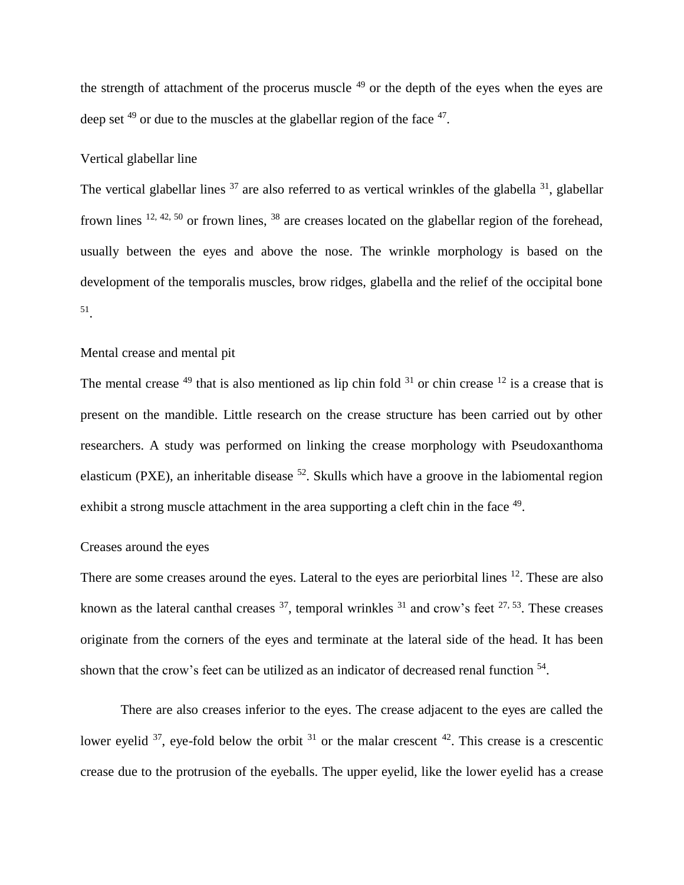the strength of attachment of the procerus muscle [49] or the depth of the eyes when the eyes are deep set [49] or due to the muscles at the glabellar region of the face [47].

### Vertical glabellar line

The vertical glabellar lines [37] are also referred to as vertical wrinkles of the glabella [31], glabellar frown lines [12, 42, 50] or frown lines, [38] are creases located on the glabellar region of the forehead, usually between the eyes and above the nose. The wrinkle morphology is based on the development of the temporalis muscles, brow ridges, glabella and the relief of the occipital bone [51].

### Mental crease and mental pit

The mental crease [49] that is also mentioned as lip chin fold [31] or chin crease [12] is a crease that is present on the mandible. Little research on the crease structure has been carried out by other researchers. A study was performed on linking the crease morphology with Pseudoxanthoma elasticum (PXE), an inheritable disease [52]. Skulls which have a groove in the labiomental region exhibit a strong muscle attachment in the area supporting a cleft chin in the face [49].

### Creases around the eyes

There are some creases around the eyes. Lateral to the eyes are periorbital lines [12]. These are also known as the lateral canthal creases [37], temporal wrinkles [31] and crow's feet [27, 53]. These creases originate from the corners of the eyes and terminate at the lateral side of the head. It has been shown that the crow's feet can be utilized as an indicator of decreased renal function [54].

There are also creases inferior to the eyes. The crease adjacent to the eyes are called the lower eyelid [37], eye-fold below the orbit [31] or the malar crescent [42]. This crease is a crescentic crease due to the protrusion of the eyeballs. The upper eyelid, like the lower eyelid has a crease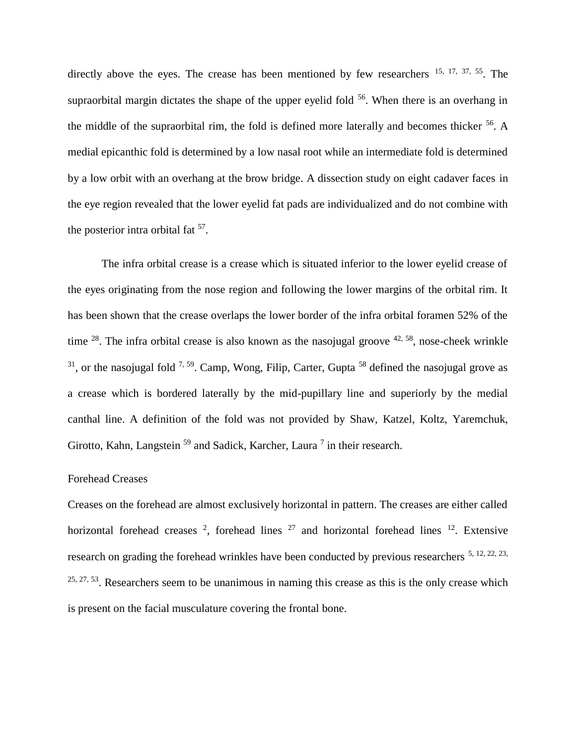directly above the eyes. The crease has been mentioned by few researchers [15, 17, 37, 55]. The supraorbital margin dictates the shape of the upper eyelid fold [56]. When there is an overhang in the middle of the supraorbital rim, the fold is defined more laterally and becomes thicker [56]. A medial epicanthic fold is determined by a low nasal root while an intermediate fold is determined by a low orbit with an overhang at the brow bridge. A dissection study on eight cadaver faces in the eye region revealed that the lower eyelid fat pads are individualized and do not combine with the posterior intra orbital fat [57].

The infra orbital crease is a crease which is situated inferior to the lower eyelid crease of the eyes originating from the nose region and following the lower margins of the orbital rim. It has been shown that the crease overlaps the lower border of the infra orbital foramen 52% of the time [28]. The infra orbital crease is also known as the nasojugal groove [42, 58], nose-cheek wrinkle [31], or the nasojugal fold [7, 59]. Camp, Wong, Filip, Carter, Gupta [58] defined the nasojugal grove as a crease which is bordered laterally by the mid-pupillary line and superiorly by the medial canthal line. A definition of the fold was not provided by Shaw, Katzel, Koltz, Yaremchuk, Girotto, Kahn, Langstein [59] and Sadick, Karcher, Laura [7] in their research.

## Forehead Creases

Creases on the forehead are almost exclusively horizontal in pattern. The creases are either called horizontal forehead creases [2], forehead lines [27] and horizontal forehead lines [12]. Extensive research on grading the forehead wrinkles have been conducted by previous researchers [5, 12, 22, 23, 25, 27, 53]. Researchers seem to be unanimous in naming this crease as this is the only crease which is present on the facial musculature covering the frontal bone.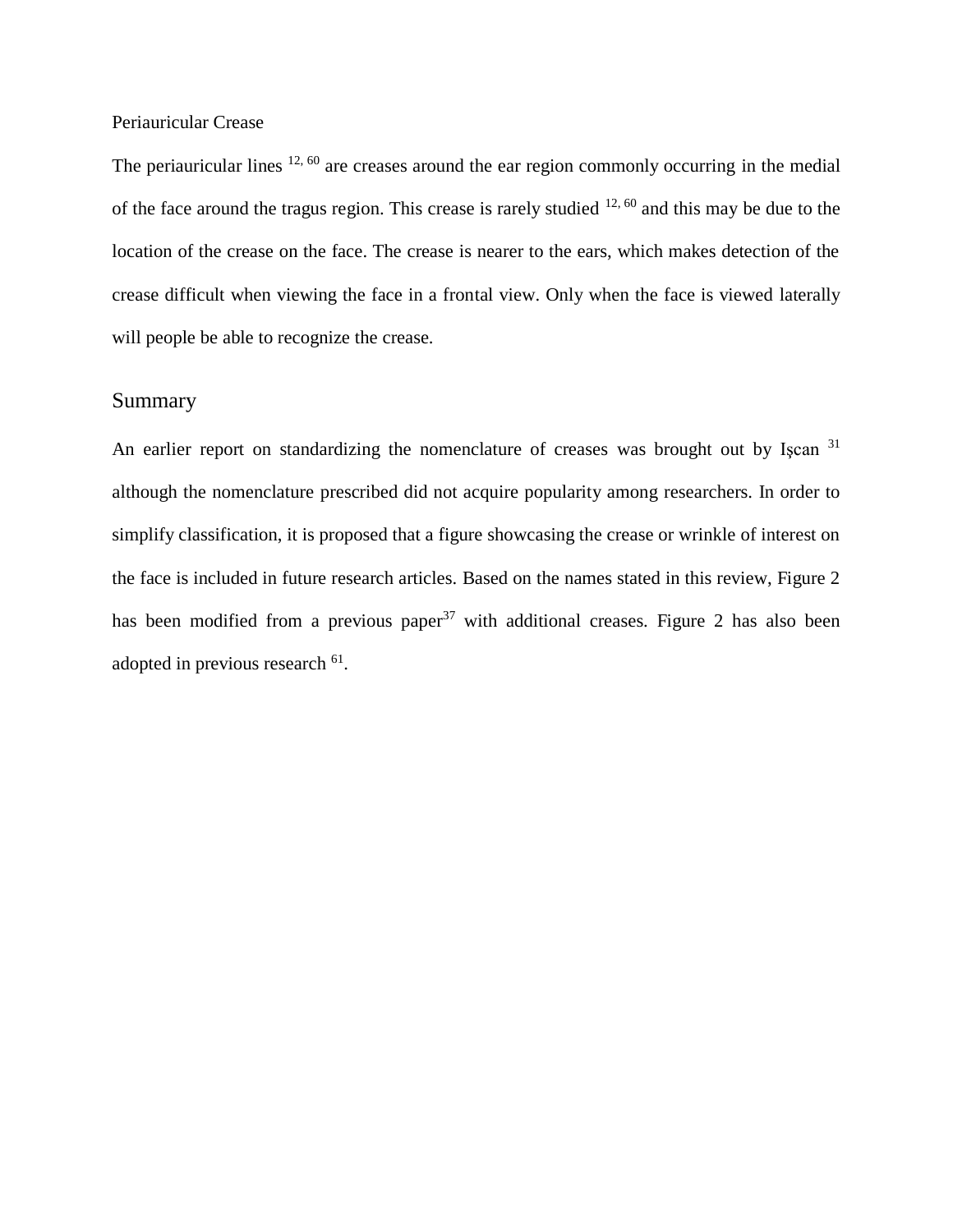### Periauricular Crease

The periauricular lines [12, 60] are creases around the ear region commonly occurring in the medial of the face around the tragus region. This crease is rarely studied [12, 60] and this may be due to the location of the crease on the face. The crease is nearer to the ears, which makes detection of the crease difficult when viewing the face in a frontal view. Only when the face is viewed laterally will people be able to recognize the crease.

## Summary

An earlier report on standardizing the nomenclature of creases was brought out by Işcan [31] although the nomenclature prescribed did not acquire popularity among researchers. In order to simplify classification, it is proposed that a figure showcasing the crease or wrinkle of interest on the face is included in future research articles. Based on the names stated in this review, Figure 2 has been modified from a previous paper[37] with additional creases. Figure 2 has also been adopted in previous research [61].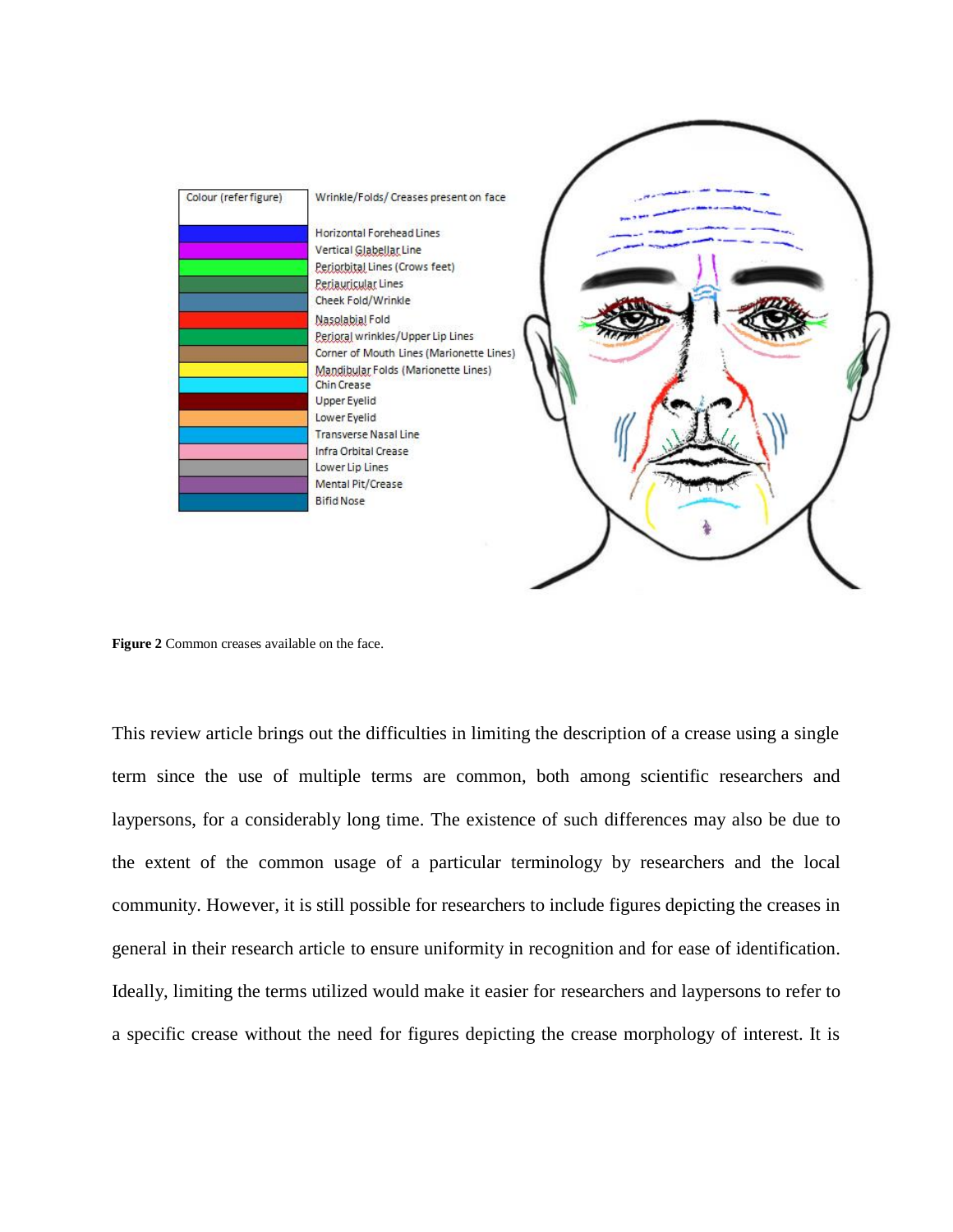| Colour (refer figure) | Wrinkle/Folds/ Creases present on face |
|---|---|
| | Horizontal Forehead Lines |
| | Vertical Glabellar Line |
| | Periorbital Lines (Crows feet) |
| | Periauricular Lines |
| | Cheek Fold/Wrinkle |
| | Nasolabial Fold |
| | Perioral wrinkles/Upper Lip Lines |
| | Corner of Mouth Lines (Marionette Lines) |
| | Mandibular Folds (Marionette Lines) |
| | Chin Crease |
| | Upper Eyelid |
| | Lower Eyelid |
| | Transverse Nasal Line |
| | Infra Orbital Crease |
| | Lower Lip Lines |
| | Mental Pit/Crease |
| | Bifid Nose |

**Figure 2** Common creases available on the face.

This review article brings out the difficulties in limiting the description of a crease using a single term since the use of multiple terms are common, both among scientific researchers and laypersons, for a considerably long time. The existence of such differences may also be due to the extent of the common usage of a particular terminology by researchers and the local community. However, it is still possible for researchers to include figures depicting the creases in general in their research article to ensure uniformity in recognition and for ease of identification. Ideally, limiting the terms utilized would make it easier for researchers and laypersons to refer to a specific crease without the need for figures depicting the crease morphology of interest. It is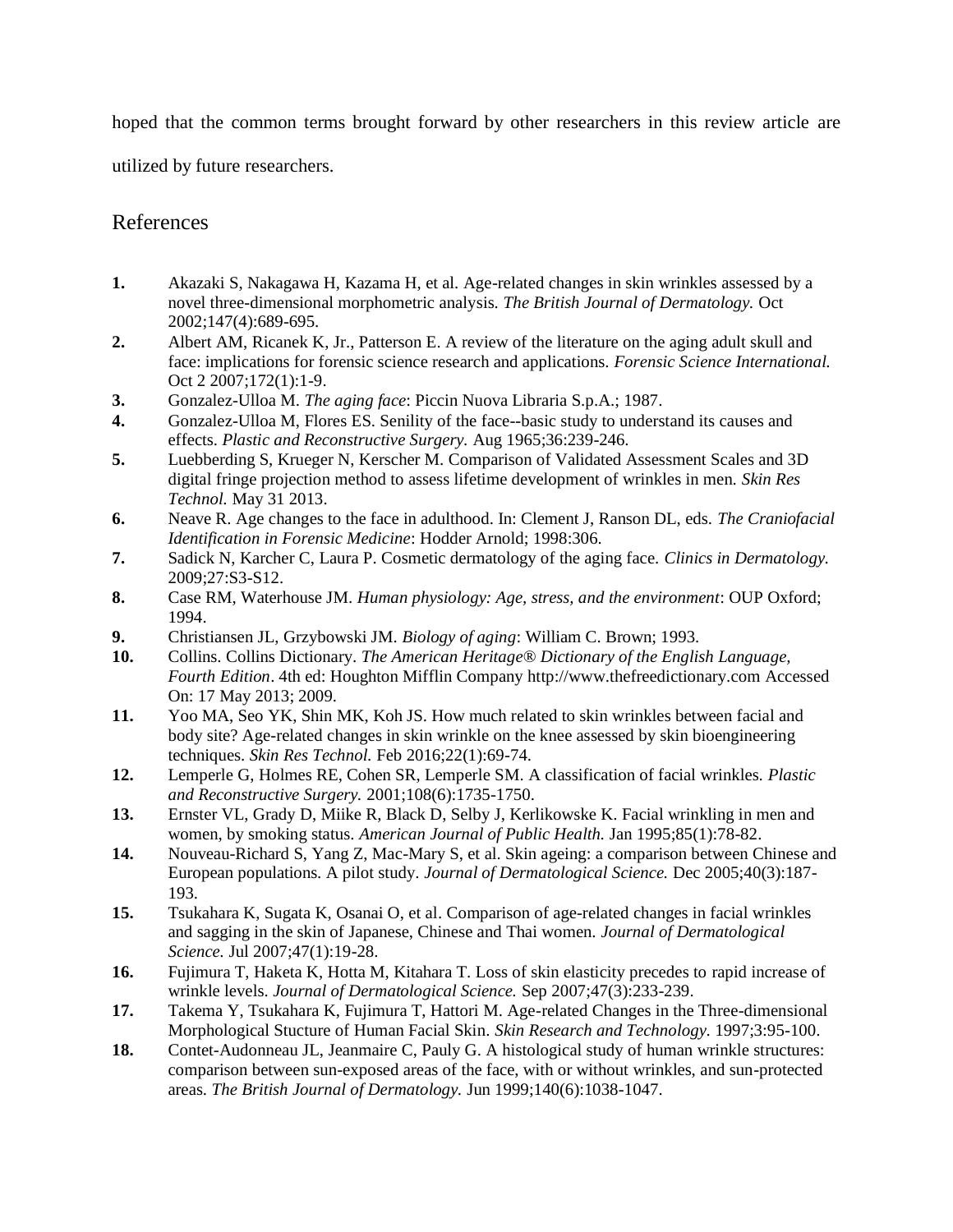hoped that the common terms brought forward by other researchers in this review article are utilized by future researchers.

## References

1. Akazaki S, Nakagawa H, Kazama H, et al. Age-related changes in skin wrinkles assessed by a novel three-dimensional morphometric analysis. *The British Journal of Dermatology.* Oct 2002;147(4):689-695.
2. Albert AM, Ricanek K, Jr., Patterson E. A review of the literature on the aging adult skull and face: implications for forensic science research and applications. *Forensic Science International.* Oct 2 2007;172(1):1-9.
3. Gonzalez-Ulloa M. *The aging face*: Piccin Nuova Libraria S.p.A.; 1987.
4. Gonzalez-Ulloa M, Flores ES. Senility of the face--basic study to understand its causes and effects. *Plastic and Reconstructive Surgery.* Aug 1965;36:239-246.
5. Luebberding S, Krueger N, Kerscher M. Comparison of Validated Assessment Scales and 3D digital fringe projection method to assess lifetime development of wrinkles in men. *Skin Res Technol.* May 31 2013.
6. Neave R. Age changes to the face in adulthood. In: Clement J, Ranson DL, eds. *The Craniofacial Identification in Forensic Medicine*: Hodder Arnold; 1998:306.
7. Sadick N, Karcher C, Laura P. Cosmetic dermatology of the aging face. *Clinics in Dermatology.* 2009;27:S3-S12.
8. Case RM, Waterhouse JM. *Human physiology: Age, stress, and the environment*: OUP Oxford; 1994.
9. Christiansen JL, Grzybowski JM. *Biology of aging*: William C. Brown; 1993.
10. Collins. Collins Dictionary. *The American Heritage® Dictionary of the English Language, Fourth Edition*. 4th ed: Houghton Mifflin Company http://www.thefreedictionary.com Accessed On: 17 May 2013; 2009.
11. Yoo MA, Seo YK, Shin MK, Koh JS. How much related to skin wrinkles between facial and body site? Age-related changes in skin wrinkle on the knee assessed by skin bioengineering techniques. *Skin Res Technol.* Feb 2016;22(1):69-74.
12. Lemperle G, Holmes RE, Cohen SR, Lemperle SM. A classification of facial wrinkles. *Plastic and Reconstructive Surgery.* 2001;108(6):1735-1750.
13. Ernster VL, Grady D, Miike R, Black D, Selby J, Kerlikowske K. Facial wrinkling in men and women, by smoking status. *American Journal of Public Health.* Jan 1995;85(1):78-82.
14. Nouveau-Richard S, Yang Z, Mac-Mary S, et al. Skin ageing: a comparison between Chinese and European populations. A pilot study. *Journal of Dermatological Science.* Dec 2005;40(3):187-193.
15. Tsukahara K, Sugata K, Osanai O, et al. Comparison of age-related changes in facial wrinkles and sagging in the skin of Japanese, Chinese and Thai women. *Journal of Dermatological Science.* Jul 2007;47(1):19-28.
16. Fujimura T, Haketa K, Hotta M, Kitahara T. Loss of skin elasticity precedes to rapid increase of wrinkle levels. *Journal of Dermatological Science.* Sep 2007;47(3):233-239.
17. Takema Y, Tsukahara K, Fujimura T, Hattori M. Age-related Changes in the Three-dimensional Morphological Stucture of Human Facial Skin. *Skin Research and Technology.* 1997;3:95-100.
18. Contet-Audonneau JL, Jeanmaire C, Pauly G. A histological study of human wrinkle structures: comparison between sun-exposed areas of the face, with or without wrinkles, and sun-protected areas. *The British Journal of Dermatology.* Jun 1999;140(6):1038-1047.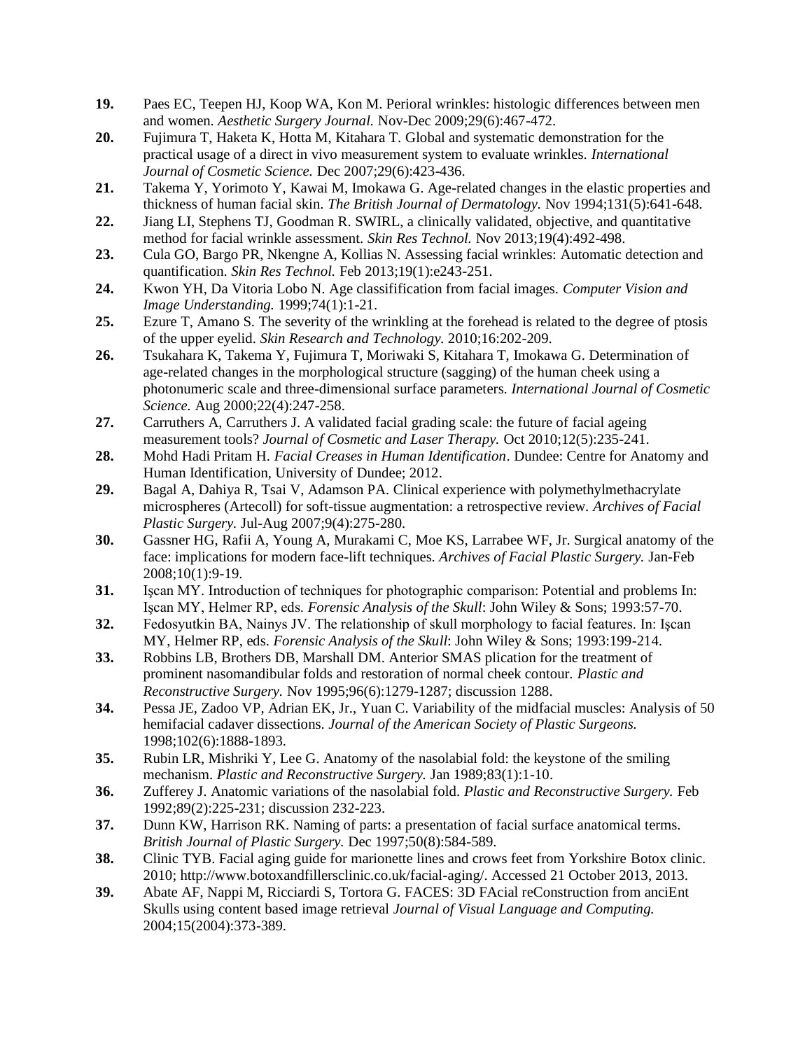**19.** Paes EC, Teepen HJ, Koop WA, Kon M. Perioral wrinkles: histologic differences between men and women. *Aesthetic Surgery Journal.* Nov-Dec 2009;29(6):467-472.

**20.** Fujimura T, Haketa K, Hotta M, Kitahara T. Global and systematic demonstration for the practical usage of a direct in vivo measurement system to evaluate wrinkles. *International Journal of Cosmetic Science.* Dec 2007;29(6):423-436.

**21.** Takema Y, Yorimoto Y, Kawai M, Imokawa G. Age-related changes in the elastic properties and thickness of human facial skin. *The British Journal of Dermatology.* Nov 1994;131(5):641-648.

**22.** Jiang LI, Stephens TJ, Goodman R. SWIRL, a clinically validated, objective, and quantitative method for facial wrinkle assessment. *Skin Res Technol.* Nov 2013;19(4):492-498.

**23.** Cula GO, Bargo PR, Nkengne A, Kollias N. Assessing facial wrinkles: Automatic detection and quantification. *Skin Res Technol.* Feb 2013;19(1):e243-251.

**24.** Kwon YH, Da Vitoria Lobo N. Age classifification from facial images. *Computer Vision and Image Understanding.* 1999;74(1):1-21.

**25.** Ezure T, Amano S. The severity of the wrinkling at the forehead is related to the degree of ptosis of the upper eyelid. *Skin Research and Technology.* 2010;16:202-209.

**26.** Tsukahara K, Takema Y, Fujimura T, Moriwaki S, Kitahara T, Imokawa G. Determination of age-related changes in the morphological structure (sagging) of the human cheek using a photonumeric scale and three-dimensional surface parameters. *International Journal of Cosmetic Science.* Aug 2000;22(4):247-258.

**27.** Carruthers A, Carruthers J. A validated facial grading scale: the future of facial ageing measurement tools? *Journal of Cosmetic and Laser Therapy.* Oct 2010;12(5):235-241.

**28.** Mohd Hadi Pritam H. *Facial Creases in Human Identification*. Dundee: Centre for Anatomy and Human Identification, University of Dundee; 2012.

**29.** Bagal A, Dahiya R, Tsai V, Adamson PA. Clinical experience with polymethylmethacrylate microspheres (Artecoll) for soft-tissue augmentation: a retrospective review. *Archives of Facial Plastic Surgery.* Jul-Aug 2007;9(4):275-280.

**30.** Gassner HG, Rafii A, Young A, Murakami C, Moe KS, Larrabee WF, Jr. Surgical anatomy of the face: implications for modern face-lift techniques. *Archives of Facial Plastic Surgery.* Jan-Feb 2008;10(1):9-19.

**31.** Işcan MY. Introduction of techniques for photographic comparison: Potential and problems In: Işcan MY, Helmer RP, eds. *Forensic Analysis of the Skull*: John Wiley & Sons; 1993:57-70.

**32.** Fedosyutkin BA, Nainys JV. The relationship of skull morphology to facial features. In: Işcan MY, Helmer RP, eds. *Forensic Analysis of the Skull*: John Wiley & Sons; 1993:199-214.

**33.** Robbins LB, Brothers DB, Marshall DM. Anterior SMAS plication for the treatment of prominent nasomandibular folds and restoration of normal cheek contour. *Plastic and Reconstructive Surgery.* Nov 1995;96(6):1279-1287; discussion 1288.

**34.** Pessa JE, Zadoo VP, Adrian EK, Jr., Yuan C. Variability of the midfacial muscles: Analysis of 50 hemifacial cadaver dissections. *Journal of the American Society of Plastic Surgeons.* 1998;102(6):1888-1893.

**35.** Rubin LR, Mishriki Y, Lee G. Anatomy of the nasolabial fold: the keystone of the smiling mechanism. *Plastic and Reconstructive Surgery.* Jan 1989;83(1):1-10.

**36.** Zufferey J. Anatomic variations of the nasolabial fold. *Plastic and Reconstructive Surgery.* Feb 1992;89(2):225-231; discussion 232-223.

**37.** Dunn KW, Harrison RK. Naming of parts: a presentation of facial surface anatomical terms. *British Journal of Plastic Surgery.* Dec 1997;50(8):584-589.

**38.** Clinic TYB. Facial aging guide for marionette lines and crows feet from Yorkshire Botox clinic. 2010; http://www.botoxandfillersclinic.co.uk/facial-aging/. Accessed 21 October 2013, 2013.

**39.** Abate AF, Nappi M, Ricciardi S, Tortora G. FACES: 3D FAcial reConstruction from anciEnt Skulls using content based image retrieval *Journal of Visual Language and Computing.* 2004;15(2004):373-389.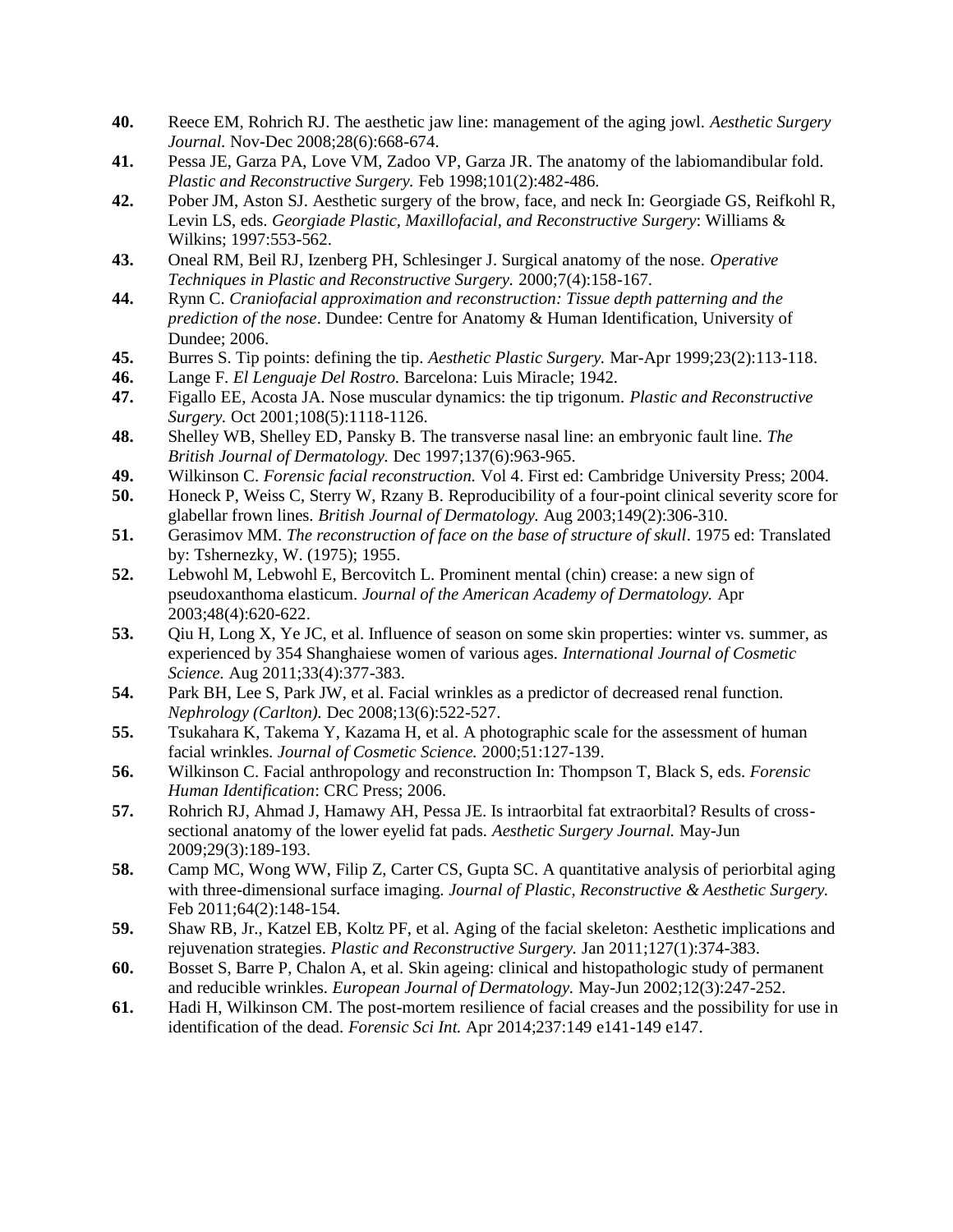**40.** Reece EM, Rohrich RJ. The aesthetic jaw line: management of the aging jowl. *Aesthetic Surgery Journal.* Nov-Dec 2008;28(6):668-674.

**41.** Pessa JE, Garza PA, Love VM, Zadoo VP, Garza JR. The anatomy of the labiomandibular fold. *Plastic and Reconstructive Surgery.* Feb 1998;101(2):482-486.

**42.** Pober JM, Aston SJ. Aesthetic surgery of the brow, face, and neck In: Georgiade GS, Reifkohl R, Levin LS, eds. *Georgiade Plastic, Maxillofacial, and Reconstructive Surgery*: Williams & Wilkins; 1997:553-562.

**43.** Oneal RM, Beil RJ, Izenberg PH, Schlesinger J. Surgical anatomy of the nose. *Operative Techniques in Plastic and Reconstructive Surgery.* 2000;7(4):158-167.

**44.** Rynn C. *Craniofacial approximation and reconstruction: Tissue depth patterning and the prediction of the nose*. Dundee: Centre for Anatomy & Human Identification, University of Dundee; 2006.

**45.** Burres S. Tip points: defining the tip. *Aesthetic Plastic Surgery.* Mar-Apr 1999;23(2):113-118.

**46.** Lange F. *El Lenguaje Del Rostro.* Barcelona: Luis Miracle; 1942.

**47.** Figallo EE, Acosta JA. Nose muscular dynamics: the tip trigonum. *Plastic and Reconstructive Surgery.* Oct 2001;108(5):1118-1126.

**48.** Shelley WB, Shelley ED, Pansky B. The transverse nasal line: an embryonic fault line. *The British Journal of Dermatology.* Dec 1997;137(6):963-965.

**49.** Wilkinson C. *Forensic facial reconstruction.* Vol 4. First ed: Cambridge University Press; 2004.

**50.** Honeck P, Weiss C, Sterry W, Rzany B. Reproducibility of a four-point clinical severity score for glabellar frown lines. *British Journal of Dermatology.* Aug 2003;149(2):306-310.

**51.** Gerasimov MM. *The reconstruction of face on the base of structure of skull*. 1975 ed: Translated by: Tshernezky, W. (1975); 1955.

**52.** Lebwohl M, Lebwohl E, Bercovitch L. Prominent mental (chin) crease: a new sign of pseudoxanthoma elasticum. *Journal of the American Academy of Dermatology.* Apr 2003;48(4):620-622.

**53.** Qiu H, Long X, Ye JC, et al. Influence of season on some skin properties: winter vs. summer, as experienced by 354 Shanghaiese women of various ages. *International Journal of Cosmetic Science.* Aug 2011;33(4):377-383.

**54.** Park BH, Lee S, Park JW, et al. Facial wrinkles as a predictor of decreased renal function. *Nephrology (Carlton).* Dec 2008;13(6):522-527.

**55.** Tsukahara K, Takema Y, Kazama H, et al. A photographic scale for the assessment of human facial wrinkles. *Journal of Cosmetic Science.* 2000;51:127-139.

**56.** Wilkinson C. Facial anthropology and reconstruction In: Thompson T, Black S, eds. *Forensic Human Identification*: CRC Press; 2006.

**57.** Rohrich RJ, Ahmad J, Hamawy AH, Pessa JE. Is intraorbital fat extraorbital? Results of cross-sectional anatomy of the lower eyelid fat pads. *Aesthetic Surgery Journal.* May-Jun 2009;29(3):189-193.

**58.** Camp MC, Wong WW, Filip Z, Carter CS, Gupta SC. A quantitative analysis of periorbital aging with three-dimensional surface imaging. *Journal of Plastic, Reconstructive & Aesthetic Surgery.* Feb 2011;64(2):148-154.

**59.** Shaw RB, Jr., Katzel EB, Koltz PF, et al. Aging of the facial skeleton: Aesthetic implications and rejuvenation strategies. *Plastic and Reconstructive Surgery.* Jan 2011;127(1):374-383.

**60.** Bosset S, Barre P, Chalon A, et al. Skin ageing: clinical and histopathologic study of permanent and reducible wrinkles. *European Journal of Dermatology.* May-Jun 2002;12(3):247-252.

**61.** Hadi H, Wilkinson CM. The post-mortem resilience of facial creases and the possibility for use in identification of the dead. *Forensic Sci Int.* Apr 2014;237:149 e141-149 e147.